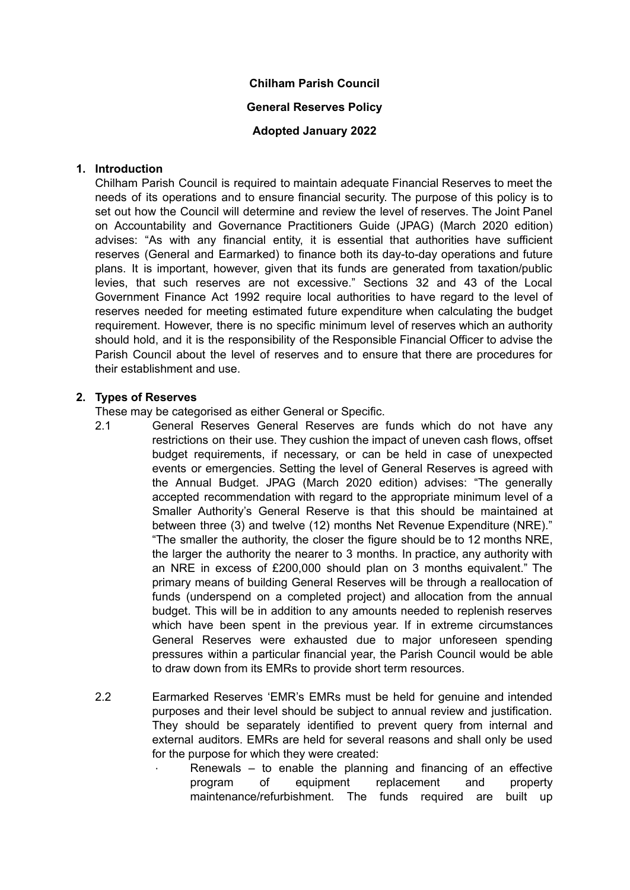**Chilham Parish Council**

**General Reserves Policy**

**Adopted January 2022**

1. **Introduction**

   Chilham Parish Council is required to maintain adequate Financial Reserves to meet the needs of its operations and to ensure financial security. The purpose of this policy is to set out how the Council will determine and review the level of reserves. The Joint Panel on Accountability and Governance Practitioners Guide (JPAG) (March 2020 edition) advises: "As with any financial entity, it is essential that authorities have sufficient reserves (General and Earmarked) to finance both its day-to-day operations and future plans. It is important, however, given that its funds are generated from taxation/public levies, that such reserves are not excessive." Sections 32 and 43 of the Local Government Finance Act 1992 require local authorities to have regard to the level of reserves needed for meeting estimated future expenditure when calculating the budget requirement. However, there is no specific minimum level of reserves which an authority should hold, and it is the responsibility of the Responsible Financial Officer to advise the Parish Council about the level of reserves and to ensure that there are procedures for their establishment and use.

2. **Types of Reserves**

   These may be categorised as either General or Specific.

   2.1 General Reserves General Reserves are funds which do not have any restrictions on their use. They cushion the impact of uneven cash flows, offset budget requirements, if necessary, or can be held in case of unexpected events or emergencies. Setting the level of General Reserves is agreed with the Annual Budget. JPAG (March 2020 edition) advises: "The generally accepted recommendation with regard to the appropriate minimum level of a Smaller Authority's General Reserve is that this should be maintained at between three (3) and twelve (12) months Net Revenue Expenditure (NRE)." "The smaller the authority, the closer the figure should be to 12 months NRE, the larger the authority the nearer to 3 months. In practice, any authority with an NRE in excess of £200,000 should plan on 3 months equivalent." The primary means of building General Reserves will be through a reallocation of funds (underspend on a completed project) and allocation from the annual budget. This will be in addition to any amounts needed to replenish reserves which have been spent in the previous year. If in extreme circumstances General Reserves were exhausted due to major unforeseen spending pressures within a particular financial year, the Parish Council would be able to draw down from its EMRs to provide short term resources.

   2.2 Earmarked Reserves 'EMR's EMRs must be held for genuine and intended purposes and their level should be subject to annual review and justification. They should be separately identified to prevent query from internal and external auditors. EMRs are held for several reasons and shall only be used for the purpose for which they were created:

   - Renewals – to enable the planning and financing of an effective program of equipment replacement and property maintenance/refurbishment. The funds required are built up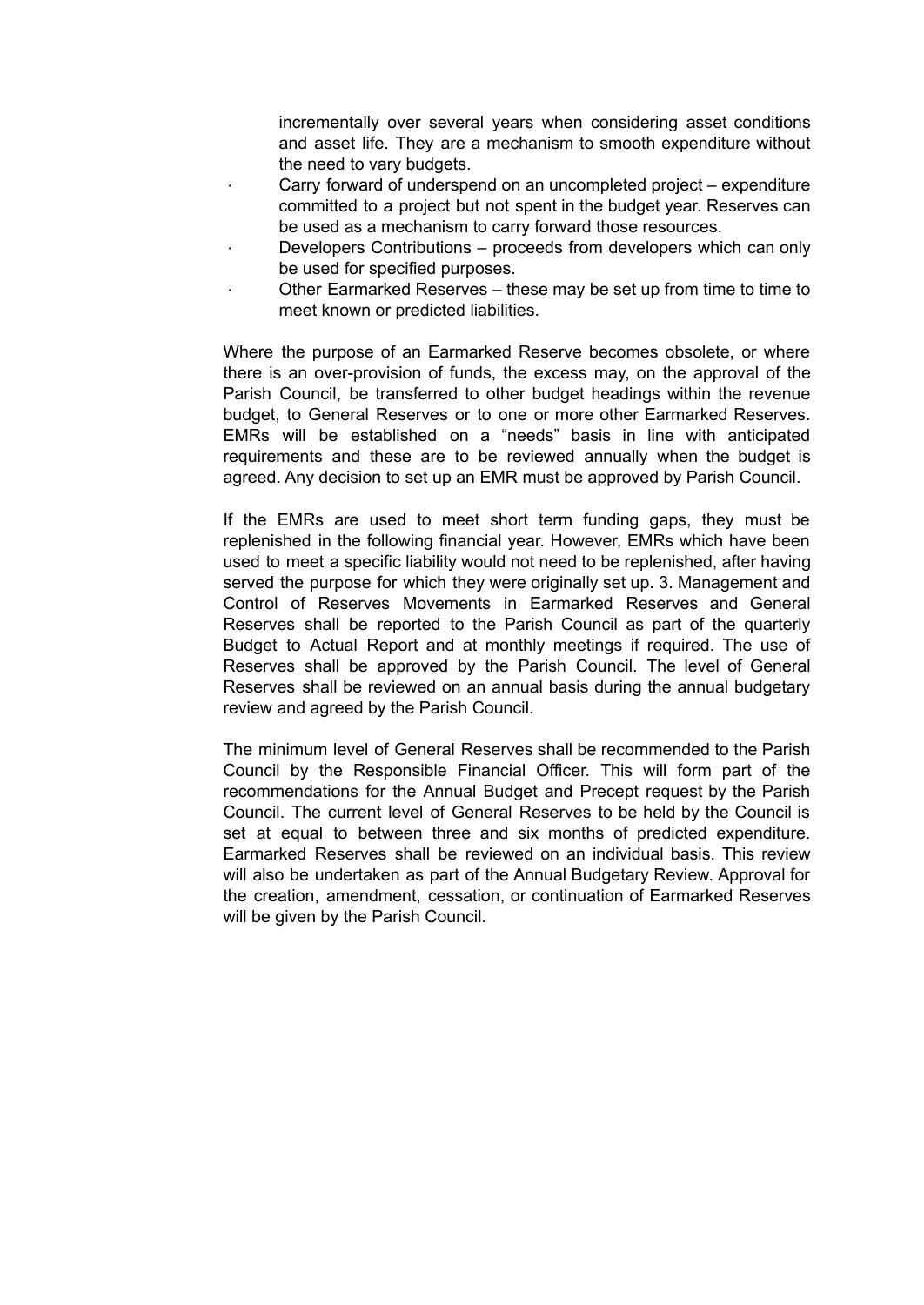incrementally over several years when considering asset conditions and asset life. They are a mechanism to smooth expenditure without the need to vary budgets.

- Carry forward of underspend on an uncompleted project – expenditure committed to a project but not spent in the budget year. Reserves can be used as a mechanism to carry forward those resources.
- Developers Contributions – proceeds from developers which can only be used for specified purposes.
- Other Earmarked Reserves – these may be set up from time to time to meet known or predicted liabilities.

Where the purpose of an Earmarked Reserve becomes obsolete, or where there is an over-provision of funds, the excess may, on the approval of the Parish Council, be transferred to other budget headings within the revenue budget, to General Reserves or to one or more other Earmarked Reserves. EMRs will be established on a "needs" basis in line with anticipated requirements and these are to be reviewed annually when the budget is agreed. Any decision to set up an EMR must be approved by Parish Council.

If the EMRs are used to meet short term funding gaps, they must be replenished in the following financial year. However, EMRs which have been used to meet a specific liability would not need to be replenished, after having served the purpose for which they were originally set up. 3. Management and Control of Reserves Movements in Earmarked Reserves and General Reserves shall be reported to the Parish Council as part of the quarterly Budget to Actual Report and at monthly meetings if required. The use of Reserves shall be approved by the Parish Council. The level of General Reserves shall be reviewed on an annual basis during the annual budgetary review and agreed by the Parish Council.

The minimum level of General Reserves shall be recommended to the Parish Council by the Responsible Financial Officer. This will form part of the recommendations for the Annual Budget and Precept request by the Parish Council. The current level of General Reserves to be held by the Council is set at equal to between three and six months of predicted expenditure. Earmarked Reserves shall be reviewed on an individual basis. This review will also be undertaken as part of the Annual Budgetary Review. Approval for the creation, amendment, cessation, or continuation of Earmarked Reserves will be given by the Parish Council.